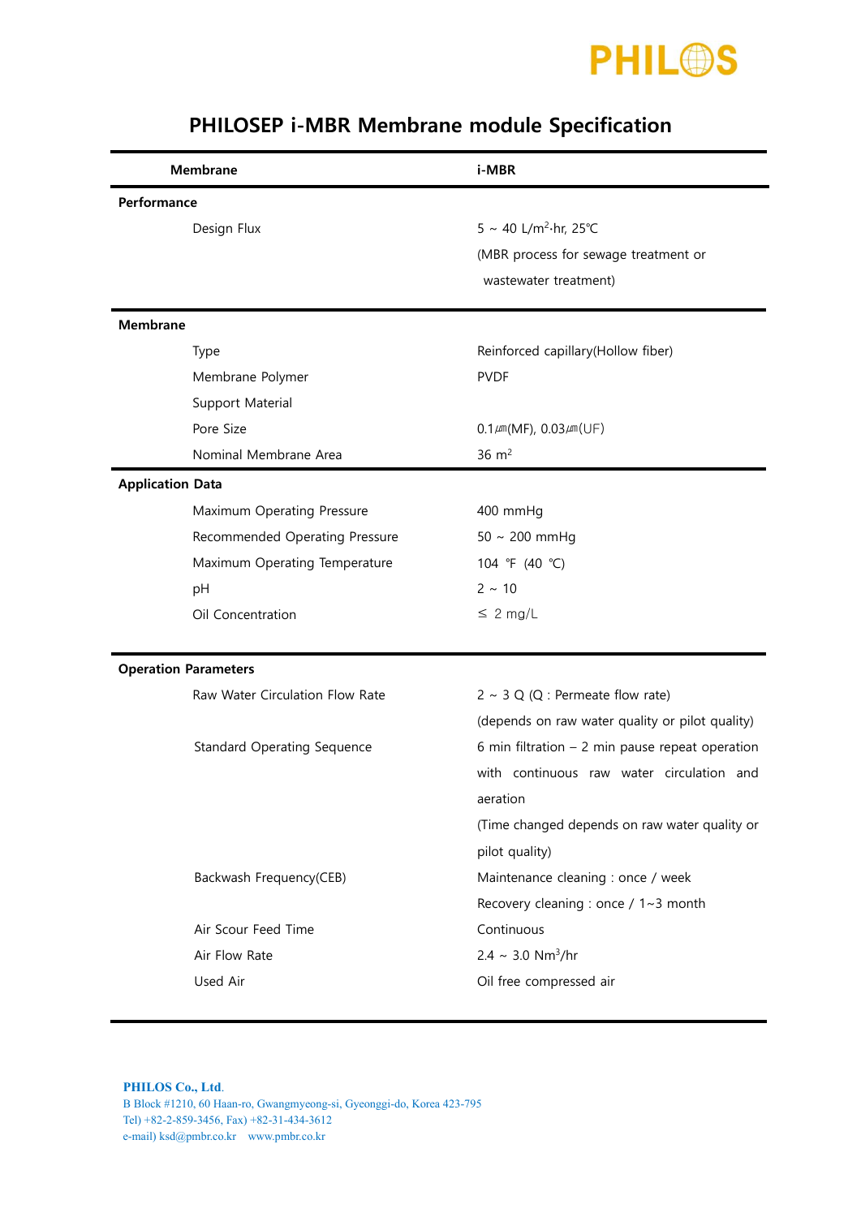PHILOS

# PHILOSEP i-MBR Membrane module Specification

| Membrane | i-MBR |
|---|---|
| **Performance** | |
| Design Flux | 5 ~ 40 L/m²·hr, 25℃ (MBR process for sewage treatment or wastewater treatment) |
| **Membrane** | |
| Type | Reinforced capillary(Hollow fiber) |
| Membrane Polymer | PVDF |
| Support Material | |
| Pore Size | 0.1㎛(MF), 0.03㎛(UF) |
| Nominal Membrane Area | 36 m² |
| **Application Data** | |
| Maximum Operating Pressure | 400 mmHg |
| Recommended Operating Pressure | 50 ~ 200 mmHg |
| Maximum Operating Temperature | 104 ℉ (40 ℃) |
| pH | 2 ~ 10 |
| Oil Concentration | ≤ 2 mg/L |
| **Operation Parameters** | |
| Raw Water Circulation Flow Rate | 2 ~ 3 Q (Q : Permeate flow rate) (depends on raw water quality or pilot quality) |
| Standard Operating Sequence | 6 min filtration – 2 min pause repeat operation with continuous raw water circulation and aeration (Time changed depends on raw water quality or pilot quality) |
| Backwash Frequency(CEB) | Maintenance cleaning : once / week<br>Recovery cleaning : once / 1~3 month |
| Air Scour Feed Time | Continuous |
| Air Flow Rate | 2.4 ~ 3.0 Nm³/hr |
| Used Air | Oil free compressed air |

**PHILOS Co., Ltd.**
B Block #1210, 60 Haan-ro, Gwangmyeong-si, Gyeonggi-do, Korea 423-795
Tel) +82-2-859-3456, Fax) +82-31-434-3612
e-mail) ksd@pmbr.co.kr www.pmbr.co.kr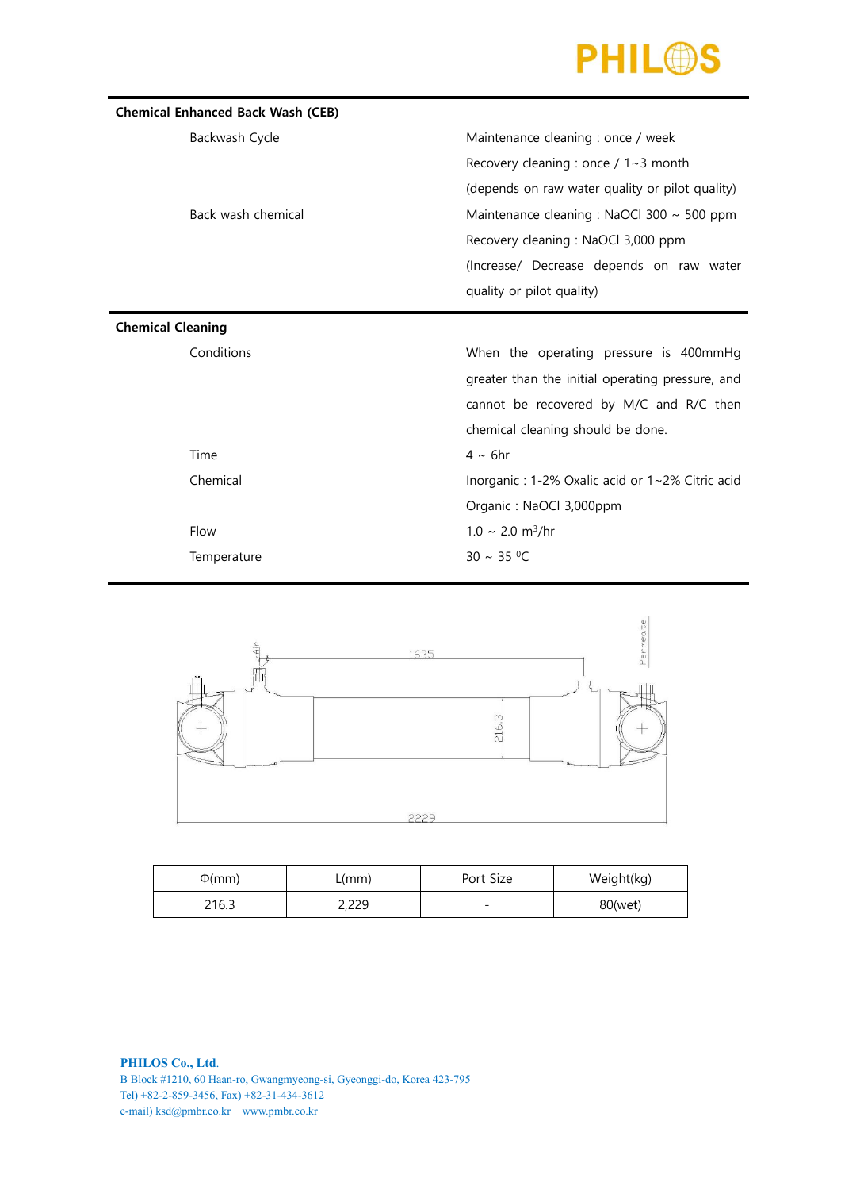## Chemical Enhanced Back Wash (CEB)

| | |
|---|---|
| Backwash Cycle | Maintenance cleaning : once / week<br>Recovery cleaning : once / 1~3 month<br>(depends on raw water quality or pilot quality) |
| Back wash chemical | Maintenance cleaning : NaOCl 300 ~ 500 ppm<br>Recovery cleaning : NaOCl 3,000 ppm<br>(Increase/ Decrease depends on raw water quality or pilot quality) |

## Chemical Cleaning

| | |
|---|---|
| Conditions | When the operating pressure is 400mmHg greater than the initial operating pressure, and cannot be recovered by M/C and R/C then chemical cleaning should be done. |
| Time | 4 ~ 6hr |
| Chemical | Inorganic : 1-2% Oxalic acid or 1~2% Citric acid<br>Organic : NaOCl 3,000ppm |
| Flow | 1.0 ~ 2.0 $m^3$/hr |
| Temperature | 30 ~ 35 $^0$C |

Air

1635

Permeate

216.3

2229

| Φ(mm) | L(mm) | Port Size | Weight(kg) |
|---|---|---|---|
| 216.3 | 2,229 | - | 80(wet) |

**PHILOS Co., Ltd.**
B Block #1210, 60 Haan-ro, Gwangmyeong-si, Gyeonggi-do, Korea 423-795
Tel) +82-2-859-3456, Fax) +82-31-434-3612
e-mail) ksd@pmbr.co.kr www.pmbr.co.kr